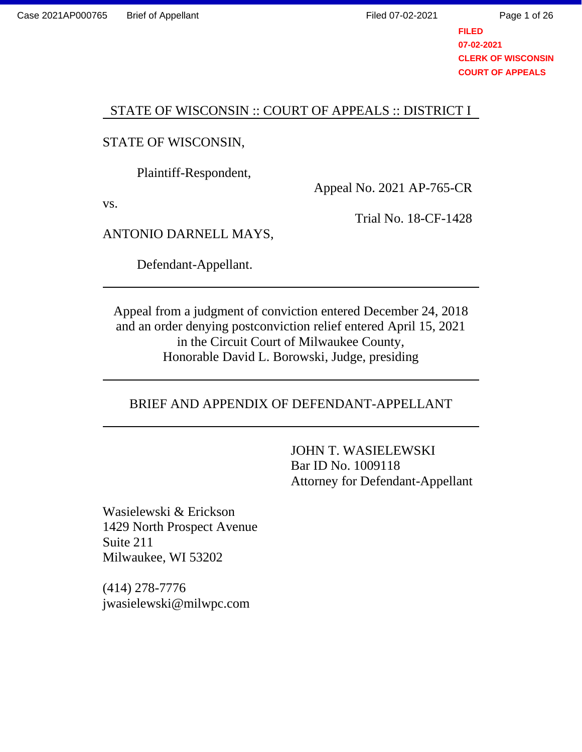FILED
07-02-2021
CLERK OF WISCONSIN
COURT OF APPEALS

STATE OF WISCONSIN :: COURT OF APPEALS :: DISTRICT I

STATE OF WISCONSIN,

Plaintiff-Respondent,

Appeal No. 2021 AP-765-CR

vs.

Trial No. 18-CF-1428

ANTONIO DARNELL MAYS,

Defendant-Appellant.

---

Appeal from a judgment of conviction entered December 24, 2018
and an order denying postconviction relief entered April 15, 2021
in the Circuit Court of Milwaukee County,
Honorable David L. Borowski, Judge, presiding

---

BRIEF AND APPENDIX OF DEFENDANT-APPELLANT

---

JOHN T. WASIELEWSKI
Bar ID No. 1009118
Attorney for Defendant-Appellant

Wasielewski & Erickson
1429 North Prospect Avenue
Suite 211
Milwaukee, WI 53202

(414) 278-7776
jwasielewski@milwpc.com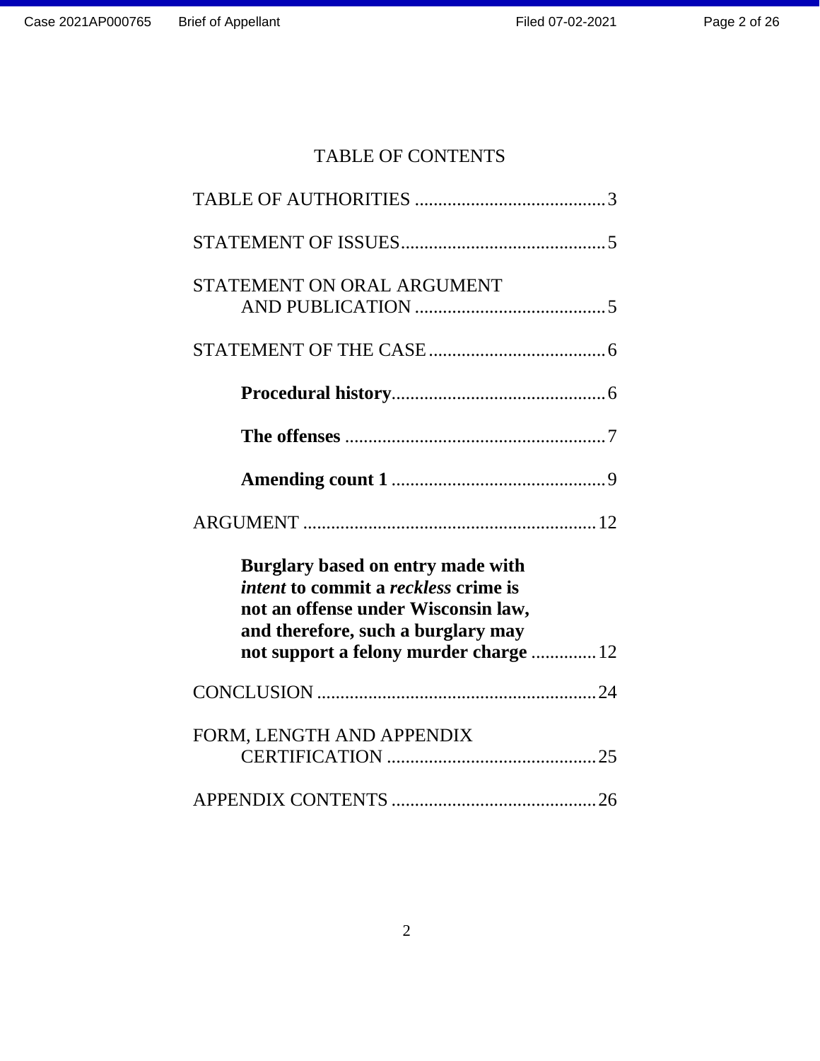# TABLE OF CONTENTS

TABLE OF AUTHORITIES .......................................... 3

STATEMENT OF ISSUES............................................ 5

STATEMENT ON ORAL ARGUMENT AND PUBLICATION .......................................... 5

STATEMENT OF THE CASE ...................................... 6

**Procedural history**............................................. 6

**The offenses** ........................................................ 7

**Amending count 1** .............................................. 9

ARGUMENT ............................................................... 12

**Burglary based on entry made with *intent* to commit a *reckless* crime is not an offense under Wisconsin law, and therefore, such a burglary may not support a felony murder charge** ............. 12

CONCLUSION ........................................................... 24

FORM, LENGTH AND APPENDIX CERTIFICATION ............................................. 25

APPENDIX CONTENTS ............................................ 26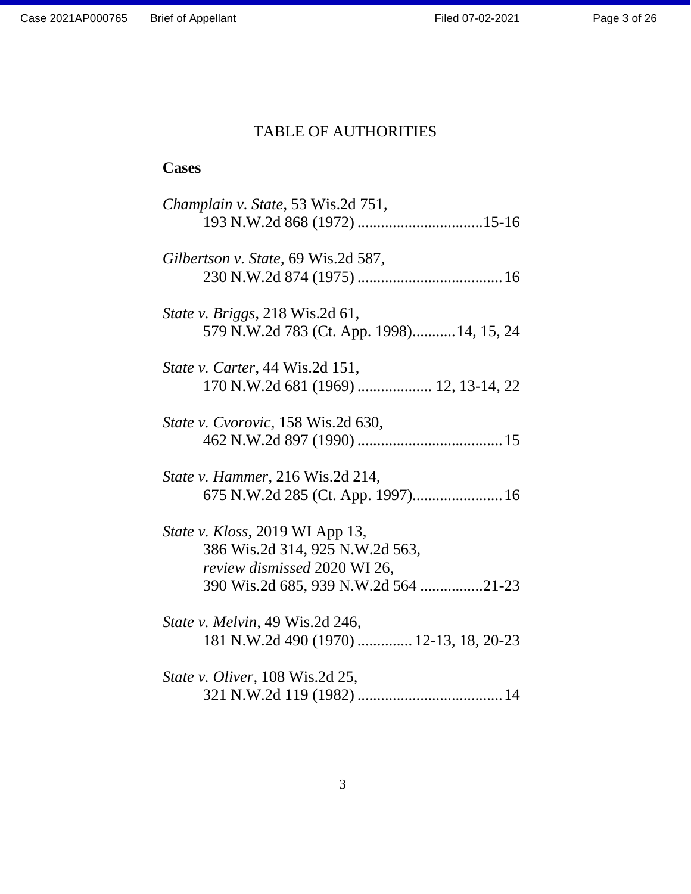# TABLE OF AUTHORITIES

**Cases**

*Champlain v. State*, 53 Wis.2d 751,
193 N.W.2d 868 (1972) ................................15-16

*Gilbertson v. State*, 69 Wis.2d 587,
230 N.W.2d 874 (1975) .....................................16

*State v. Briggs*, 218 Wis.2d 61,
579 N.W.2d 783 (Ct. App. 1998)...........14, 15, 24

*State v. Carter*, 44 Wis.2d 151,
170 N.W.2d 681 (1969) ................... 12, 13-14, 22

*State v. Cvorovic*, 158 Wis.2d 630,
462 N.W.2d 897 (1990) .....................................15

*State v. Hammer*, 216 Wis.2d 214,
675 N.W.2d 285 (Ct. App. 1997).......................16

*State v. Kloss*, 2019 WI App 13,
386 Wis.2d 314, 925 N.W.2d 563,
*review dismissed* 2020 WI 26,
390 Wis.2d 685, 939 N.W.2d 564 ................21-23

*State v. Melvin*, 49 Wis.2d 246,
181 N.W.2d 490 (1970) .............12-13, 18, 20-23

*State v. Oliver*, 108 Wis.2d 25,
321 N.W.2d 119 (1982) .....................................14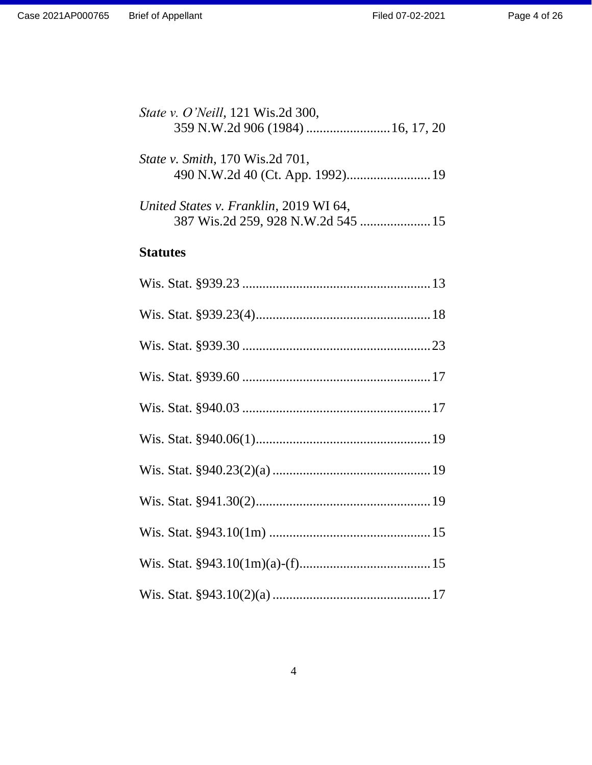*State v. O'Neill*, 121 Wis.2d 300,
359 N.W.2d 906 (1984) .........................16, 17, 20

*State v. Smith*, 170 Wis.2d 701,
490 N.W.2d 40 (Ct. App. 1992).........................19

*United States v. Franklin*, 2019 WI 64,
387 Wis.2d 259, 928 N.W.2d 545 .....................15

**Statutes**

Wis. Stat. §939.23 ........................................................13

Wis. Stat. §939.23(4)....................................................18

Wis. Stat. §939.30 ........................................................23

Wis. Stat. §939.60 ........................................................17

Wis. Stat. §940.03 ........................................................17

Wis. Stat. §940.06(1)....................................................19

Wis. Stat. §940.23(2)(a) ...............................................19

Wis. Stat. §941.30(2)....................................................19

Wis. Stat. §943.10(1m) ................................................15

Wis. Stat. §943.10(1m)(a)-(f).......................................15

Wis. Stat. §943.10(2)(a) ...............................................17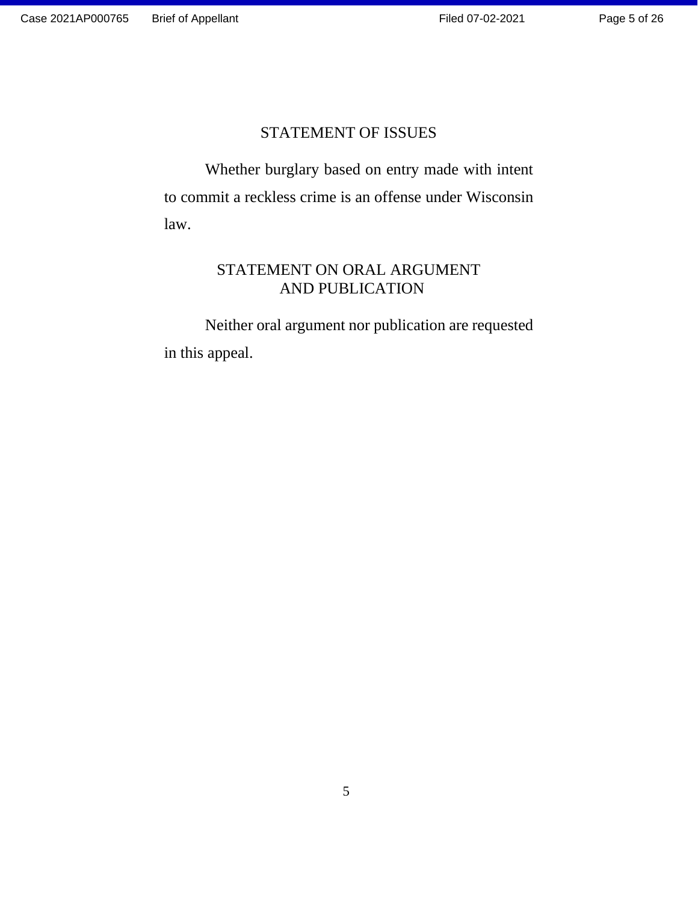## STATEMENT OF ISSUES

Whether burglary based on entry made with intent to commit a reckless crime is an offense under Wisconsin law.

## STATEMENT ON ORAL ARGUMENT AND PUBLICATION

Neither oral argument nor publication are requested in this appeal.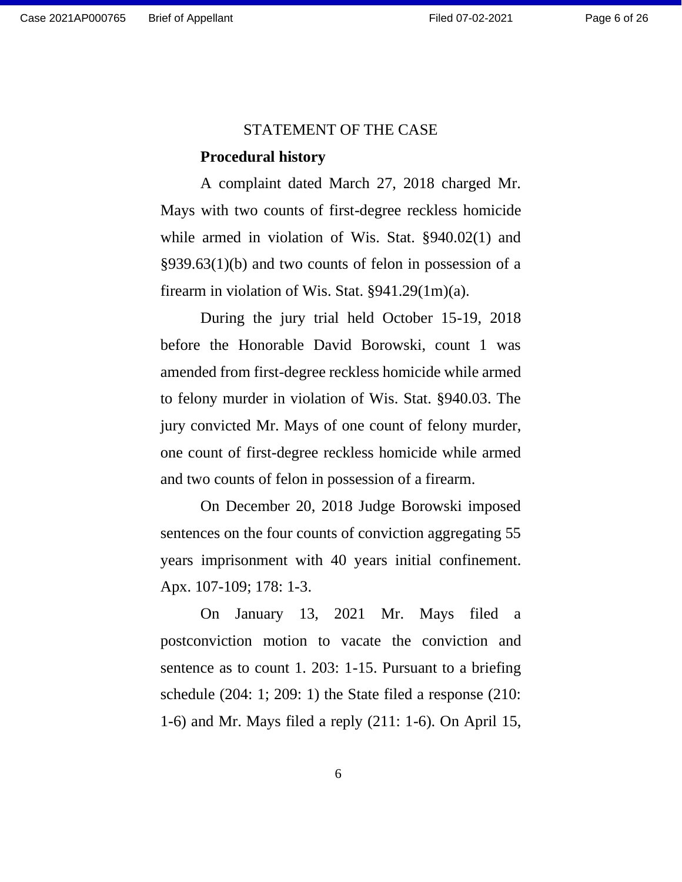## STATEMENT OF THE CASE

### Procedural history

A complaint dated March 27, 2018 charged Mr. Mays with two counts of first-degree reckless homicide while armed in violation of Wis. Stat. §940.02(1) and §939.63(1)(b) and two counts of felon in possession of a firearm in violation of Wis. Stat. §941.29(1m)(a).

During the jury trial held October 15-19, 2018 before the Honorable David Borowski, count 1 was amended from first-degree reckless homicide while armed to felony murder in violation of Wis. Stat. §940.03. The jury convicted Mr. Mays of one count of felony murder, one count of first-degree reckless homicide while armed and two counts of felon in possession of a firearm.

On December 20, 2018 Judge Borowski imposed sentences on the four counts of conviction aggregating 55 years imprisonment with 40 years initial confinement. Apx. 107-109; 178: 1-3.

On January 13, 2021 Mr. Mays filed a postconviction motion to vacate the conviction and sentence as to count 1. 203: 1-15. Pursuant to a briefing schedule (204: 1; 209: 1) the State filed a response (210: 1-6) and Mr. Mays filed a reply (211: 1-6). On April 15,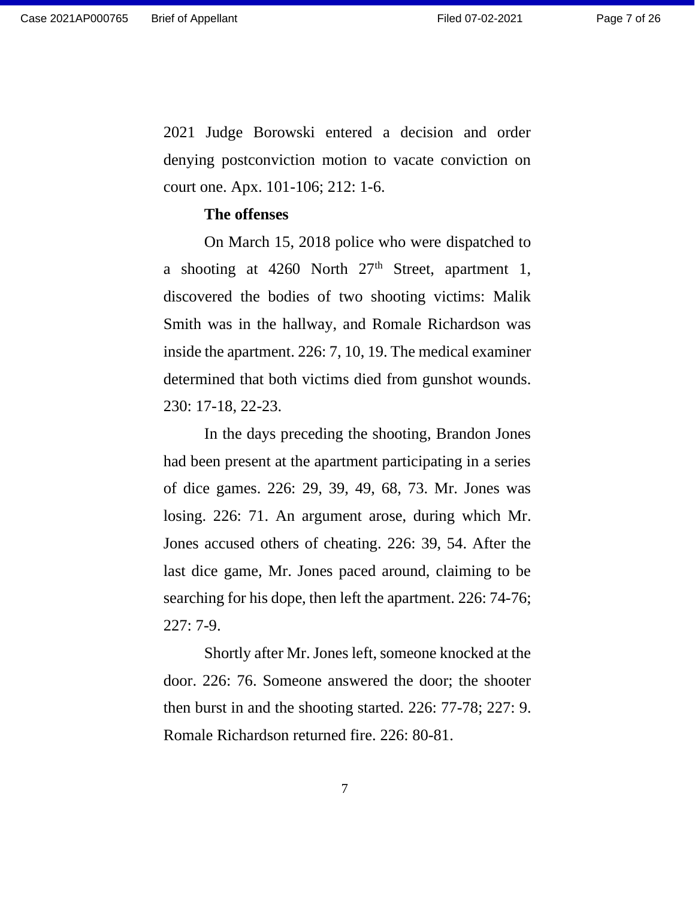2021 Judge Borowski entered a decision and order denying postconviction motion to vacate conviction on court one. Apx. 101-106; 212: 1-6.

**The offenses**

On March 15, 2018 police who were dispatched to a shooting at 4260 North 27th Street, apartment 1, discovered the bodies of two shooting victims: Malik Smith was in the hallway, and Romale Richardson was inside the apartment. 226: 7, 10, 19. The medical examiner determined that both victims died from gunshot wounds. 230: 17-18, 22-23.

In the days preceding the shooting, Brandon Jones had been present at the apartment participating in a series of dice games. 226: 29, 39, 49, 68, 73. Mr. Jones was losing. 226: 71. An argument arose, during which Mr. Jones accused others of cheating. 226: 39, 54. After the last dice game, Mr. Jones paced around, claiming to be searching for his dope, then left the apartment. 226: 74-76; 227: 7-9.

Shortly after Mr. Jones left, someone knocked at the door. 226: 76. Someone answered the door; the shooter then burst in and the shooting started. 226: 77-78; 227: 9. Romale Richardson returned fire. 226: 80-81.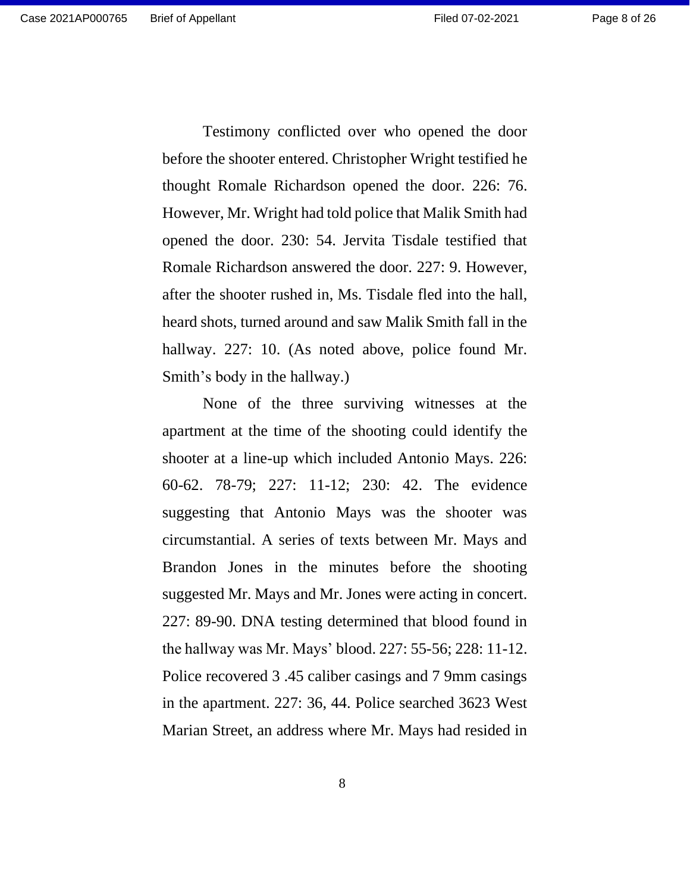Testimony conflicted over who opened the door before the shooter entered. Christopher Wright testified he thought Romale Richardson opened the door. 226: 76. However, Mr. Wright had told police that Malik Smith had opened the door. 230: 54. Jervita Tisdale testified that Romale Richardson answered the door. 227: 9. However, after the shooter rushed in, Ms. Tisdale fled into the hall, heard shots, turned around and saw Malik Smith fall in the hallway. 227: 10. (As noted above, police found Mr. Smith's body in the hallway.)

None of the three surviving witnesses at the apartment at the time of the shooting could identify the shooter at a line-up which included Antonio Mays. 226: 60-62. 78-79; 227: 11-12; 230: 42. The evidence suggesting that Antonio Mays was the shooter was circumstantial. A series of texts between Mr. Mays and Brandon Jones in the minutes before the shooting suggested Mr. Mays and Mr. Jones were acting in concert. 227: 89-90. DNA testing determined that blood found in the hallway was Mr. Mays' blood. 227: 55-56; 228: 11-12. Police recovered 3 .45 caliber casings and 7 9mm casings in the apartment. 227: 36, 44. Police searched 3623 West Marian Street, an address where Mr. Mays had resided in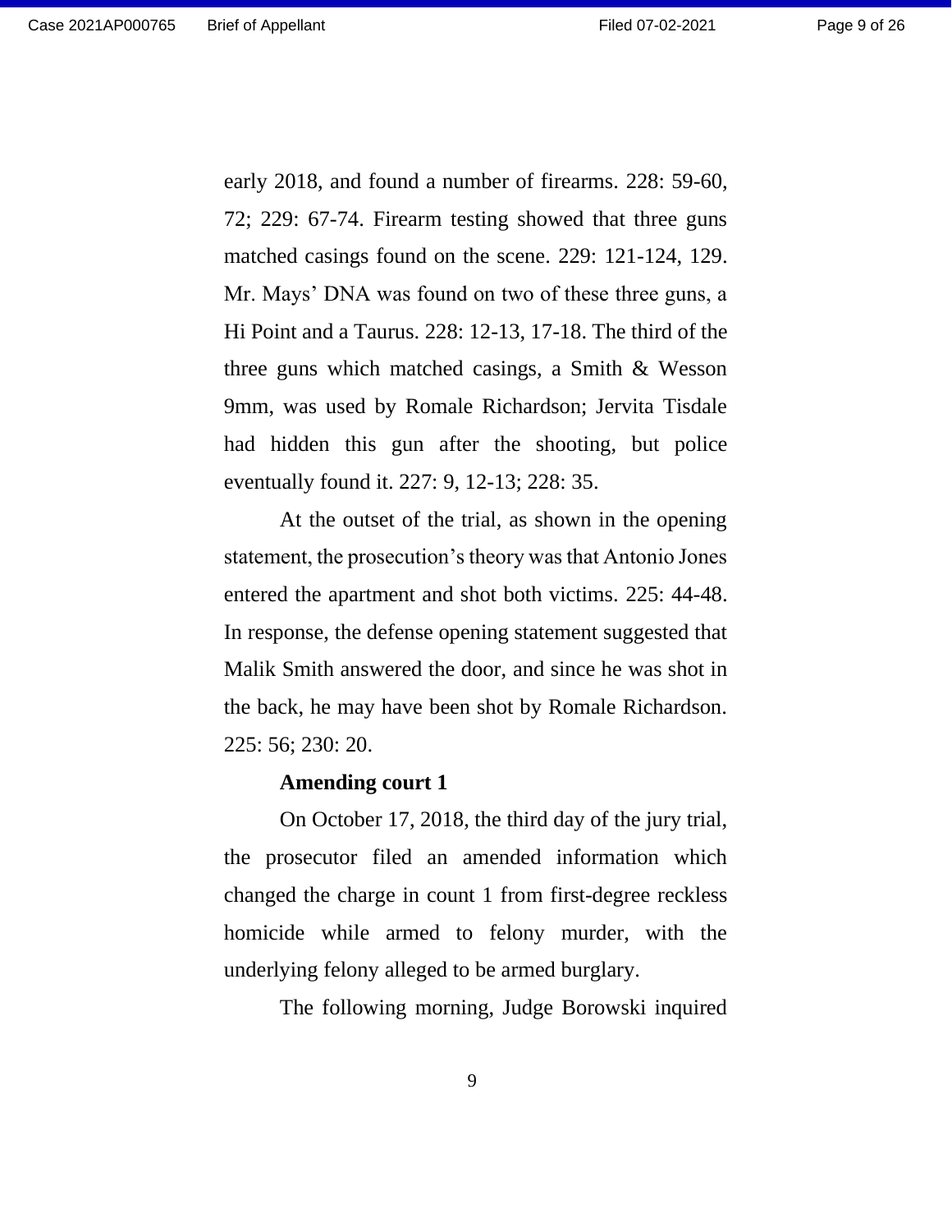early 2018, and found a number of firearms. 228: 59-60, 72; 229: 67-74. Firearm testing showed that three guns matched casings found on the scene. 229: 121-124, 129. Mr. Mays' DNA was found on two of these three guns, a Hi Point and a Taurus. 228: 12-13, 17-18. The third of the three guns which matched casings, a Smith & Wesson 9mm, was used by Romale Richardson; Jervita Tisdale had hidden this gun after the shooting, but police eventually found it. 227: 9, 12-13; 228: 35.

At the outset of the trial, as shown in the opening statement, the prosecution's theory was that Antonio Jones entered the apartment and shot both victims. 225: 44-48. In response, the defense opening statement suggested that Malik Smith answered the door, and since he was shot in the back, he may have been shot by Romale Richardson. 225: 56; 230: 20.

**Amending court 1**

On October 17, 2018, the third day of the jury trial, the prosecutor filed an amended information which changed the charge in count 1 from first-degree reckless homicide while armed to felony murder, with the underlying felony alleged to be armed burglary.

The following morning, Judge Borowski inquired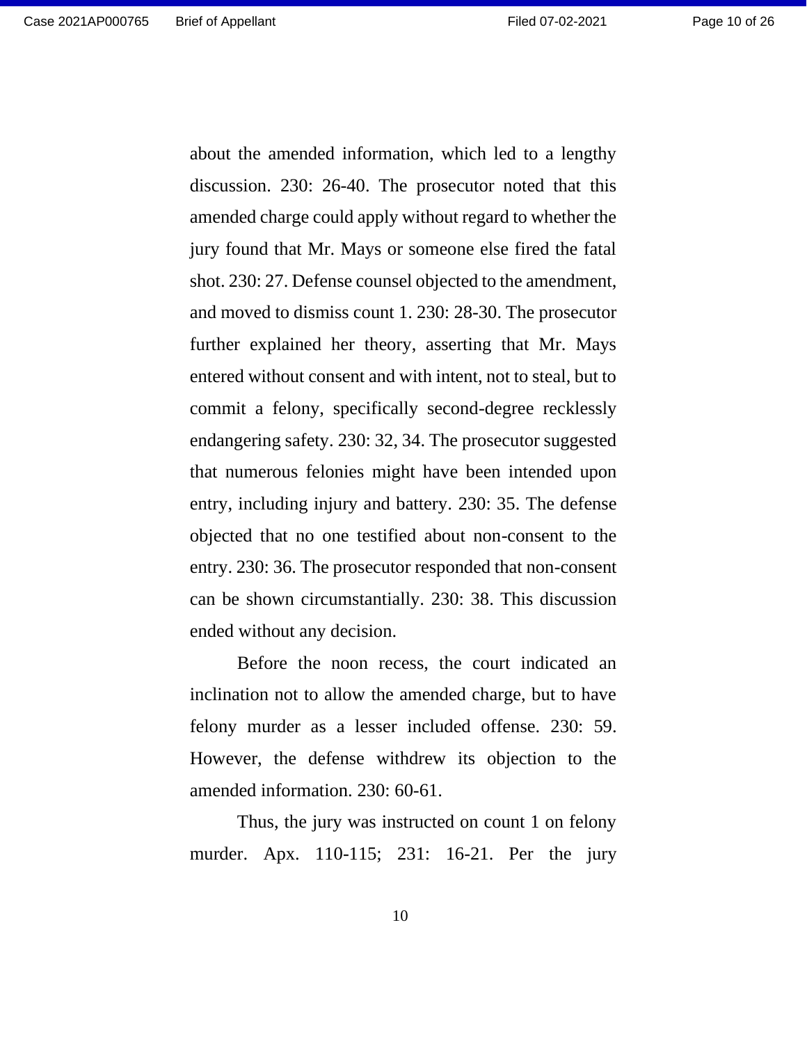about the amended information, which led to a lengthy discussion. 230: 26-40. The prosecutor noted that this amended charge could apply without regard to whether the jury found that Mr. Mays or someone else fired the fatal shot. 230: 27. Defense counsel objected to the amendment, and moved to dismiss count 1. 230: 28-30. The prosecutor further explained her theory, asserting that Mr. Mays entered without consent and with intent, not to steal, but to commit a felony, specifically second-degree recklessly endangering safety. 230: 32, 34. The prosecutor suggested that numerous felonies might have been intended upon entry, including injury and battery. 230: 35. The defense objected that no one testified about non-consent to the entry. 230: 36. The prosecutor responded that non-consent can be shown circumstantially. 230: 38. This discussion ended without any decision.

Before the noon recess, the court indicated an inclination not to allow the amended charge, but to have felony murder as a lesser included offense. 230: 59. However, the defense withdrew its objection to the amended information. 230: 60-61.

Thus, the jury was instructed on count 1 on felony murder. Apx. 110-115; 231: 16-21. Per the jury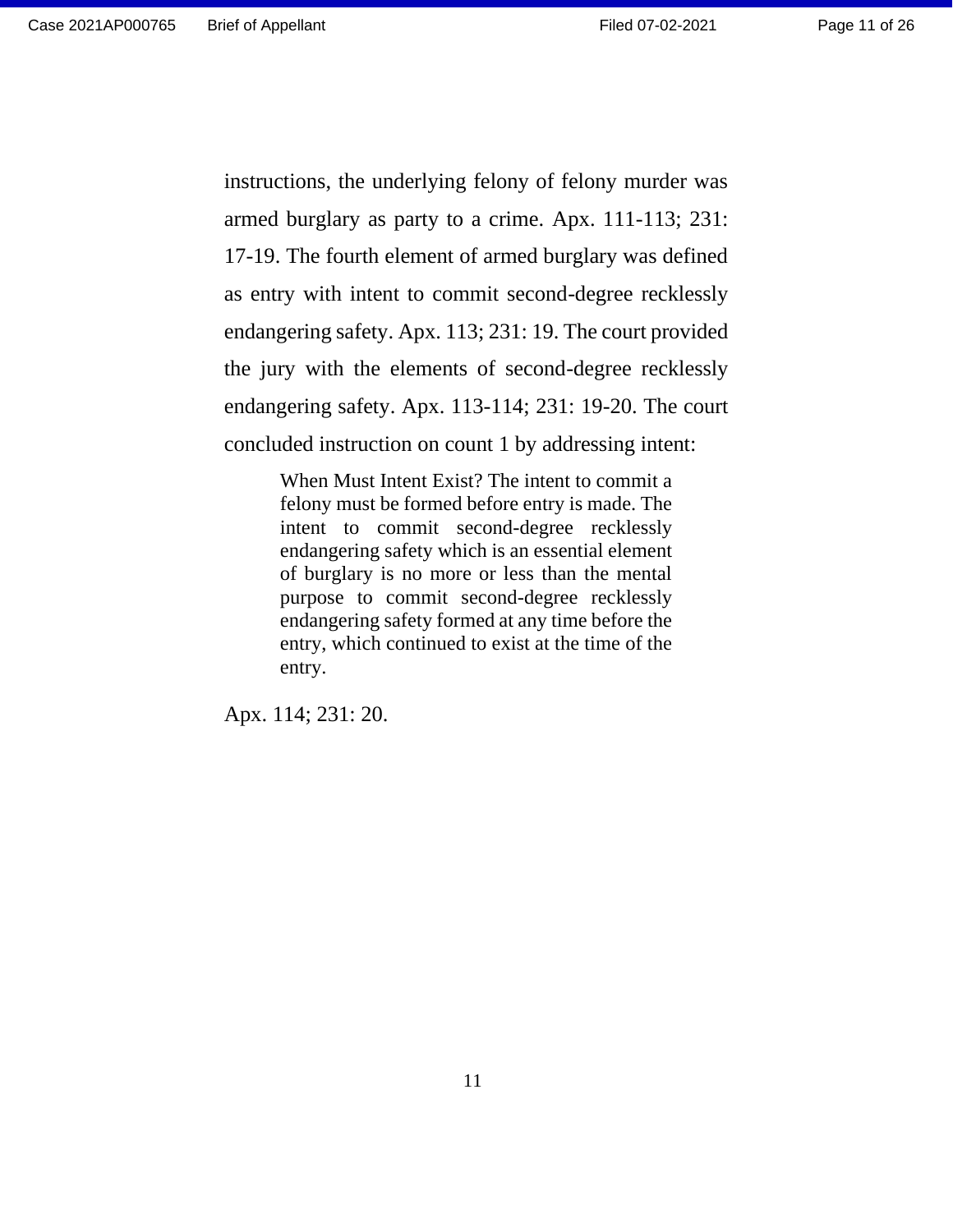instructions, the underlying felony of felony murder was armed burglary as party to a crime. Apx. 111-113; 231: 17-19. The fourth element of armed burglary was defined as entry with intent to commit second-degree recklessly endangering safety. Apx. 113; 231: 19. The court provided the jury with the elements of second-degree recklessly endangering safety. Apx. 113-114; 231: 19-20. The court concluded instruction on count 1 by addressing intent:

> When Must Intent Exist? The intent to commit a felony must be formed before entry is made. The intent to commit second-degree recklessly endangering safety which is an essential element of burglary is no more or less than the mental purpose to commit second-degree recklessly endangering safety formed at any time before the entry, which continued to exist at the time of the entry.

Apx. 114; 231: 20.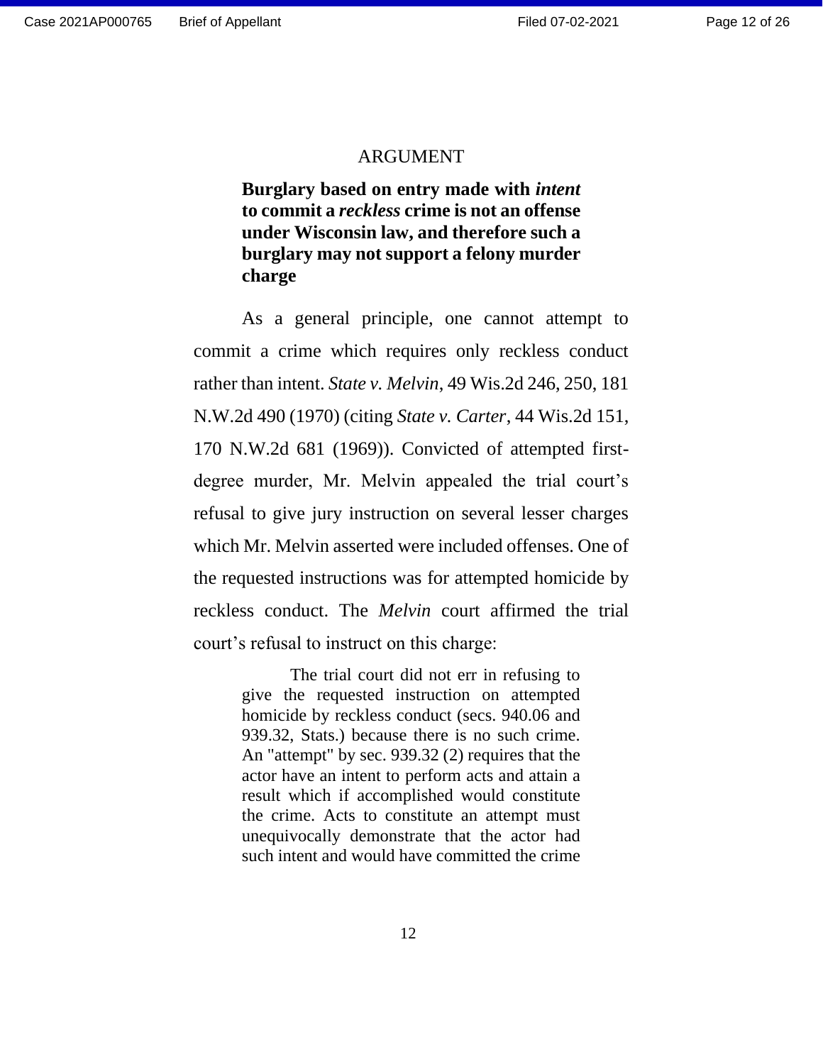## ARGUMENT

**Burglary based on entry made with *intent* to commit a *reckless* crime is not an offense under Wisconsin law, and therefore such a burglary may not support a felony murder charge**

As a general principle, one cannot attempt to commit a crime which requires only reckless conduct rather than intent. *State v. Melvin*, 49 Wis.2d 246, 250, 181 N.W.2d 490 (1970) (citing *State v. Carter*, 44 Wis.2d 151, 170 N.W.2d 681 (1969)). Convicted of attempted first-degree murder, Mr. Melvin appealed the trial court's refusal to give jury instruction on several lesser charges which Mr. Melvin asserted were included offenses. One of the requested instructions was for attempted homicide by reckless conduct. The *Melvin* court affirmed the trial court's refusal to instruct on this charge:

> The trial court did not err in refusing to give the requested instruction on attempted homicide by reckless conduct (secs. 940.06 and 939.32, Stats.) because there is no such crime. An "attempt" by sec. 939.32 (2) requires that the actor have an intent to perform acts and attain a result which if accomplished would constitute the crime. Acts to constitute an attempt must unequivocally demonstrate that the actor had such intent and would have committed the crime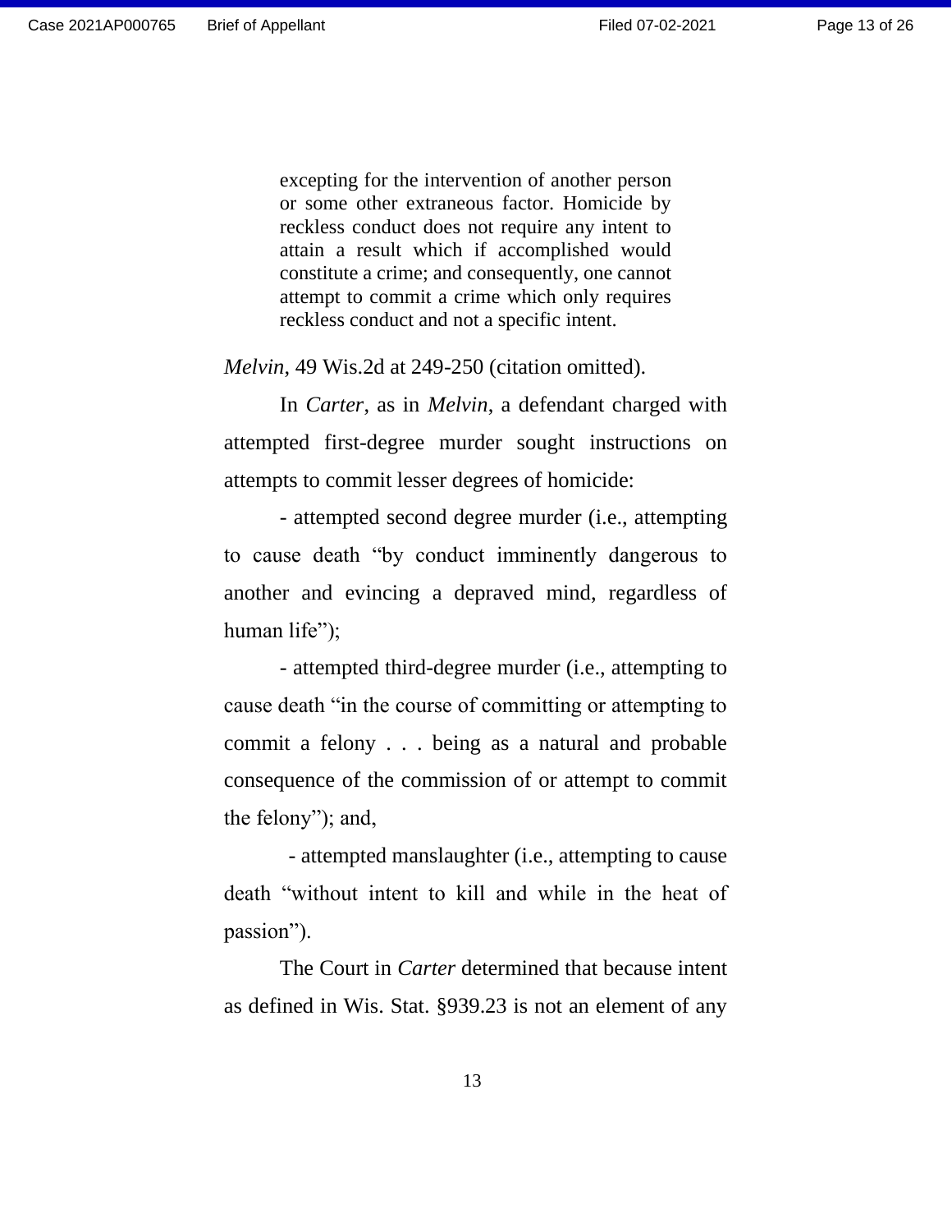> excepting for the intervention of another person or some other extraneous factor. Homicide by reckless conduct does not require any intent to attain a result which if accomplished would constitute a crime; and consequently, one cannot attempt to commit a crime which only requires reckless conduct and not a specific intent.

*Melvin*, 49 Wis.2d at 249-250 (citation omitted).

In *Carter*, as in *Melvin*, a defendant charged with attempted first-degree murder sought instructions on attempts to commit lesser degrees of homicide:

- attempted second degree murder (i.e., attempting to cause death "by conduct imminently dangerous to another and evincing a depraved mind, regardless of human life");

- attempted third-degree murder (i.e., attempting to cause death "in the course of committing or attempting to commit a felony . . . being as a natural and probable consequence of the commission of or attempt to commit the felony"); and,

- attempted manslaughter (i.e., attempting to cause death "without intent to kill and while in the heat of passion").

The Court in *Carter* determined that because intent as defined in Wis. Stat. §939.23 is not an element of any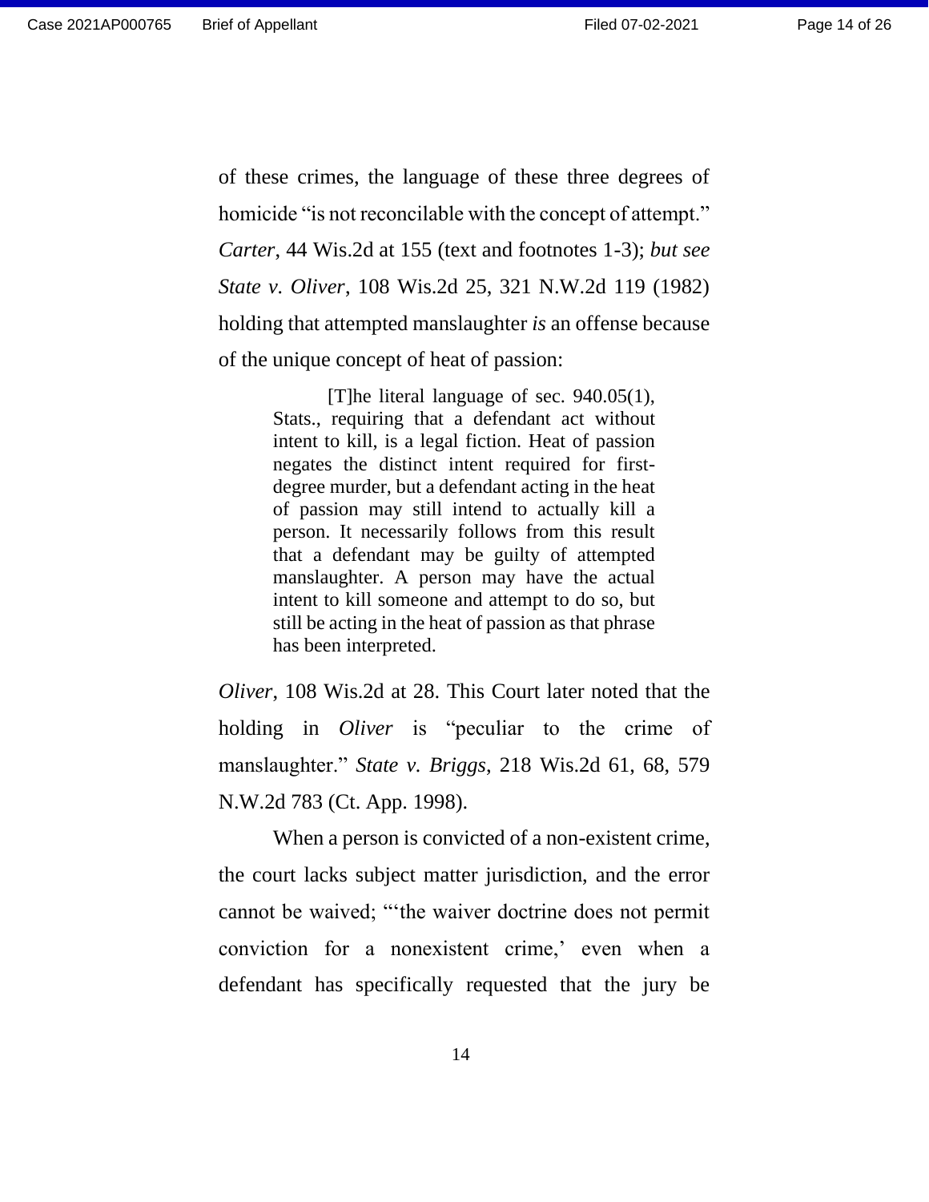of these crimes, the language of these three degrees of homicide "is not reconcilable with the concept of attempt." *Carter*, 44 Wis.2d at 155 (text and footnotes 1-3); *but see State v. Oliver*, 108 Wis.2d 25, 321 N.W.2d 119 (1982) holding that attempted manslaughter *is* an offense because of the unique concept of heat of passion:

> [T]he literal language of sec. 940.05(1), Stats., requiring that a defendant act without intent to kill, is a legal fiction. Heat of passion negates the distinct intent required for first-degree murder, but a defendant acting in the heat of passion may still intend to actually kill a person. It necessarily follows from this result that a defendant may be guilty of attempted manslaughter. A person may have the actual intent to kill someone and attempt to do so, but still be acting in the heat of passion as that phrase has been interpreted.

*Oliver*, 108 Wis.2d at 28. This Court later noted that the holding in *Oliver* is "peculiar to the crime of manslaughter." *State v. Briggs*, 218 Wis.2d 61, 68, 579 N.W.2d 783 (Ct. App. 1998).

When a person is convicted of a non-existent crime, the court lacks subject matter jurisdiction, and the error cannot be waived; "'the waiver doctrine does not permit conviction for a nonexistent crime,' even when a defendant has specifically requested that the jury be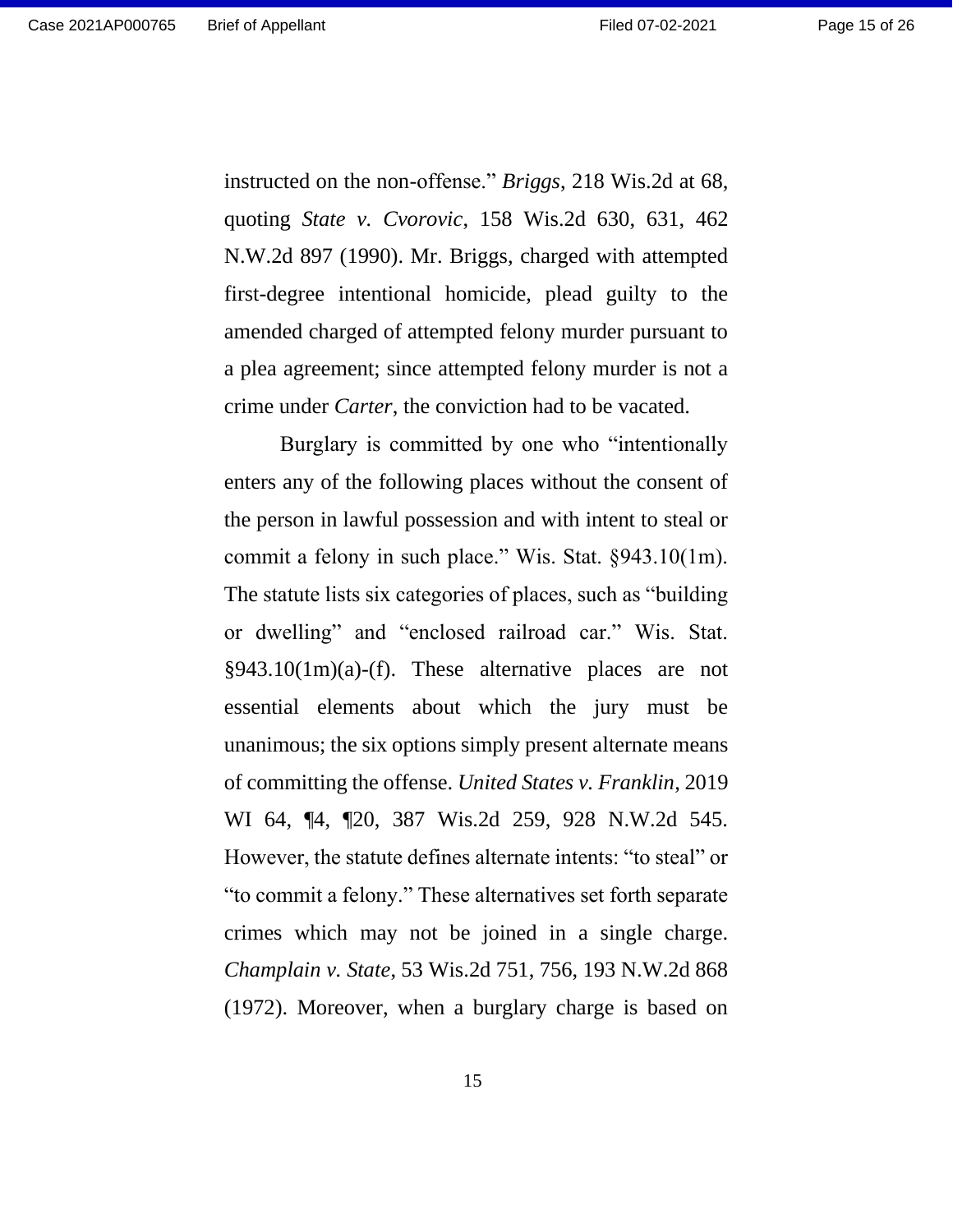instructed on the non-offense." *Briggs*, 218 Wis.2d at 68, quoting *State v. Cvorovic*, 158 Wis.2d 630, 631, 462 N.W.2d 897 (1990). Mr. Briggs, charged with attempted first-degree intentional homicide, plead guilty to the amended charged of attempted felony murder pursuant to a plea agreement; since attempted felony murder is not a crime under *Carter*, the conviction had to be vacated.

Burglary is committed by one who "intentionally enters any of the following places without the consent of the person in lawful possession and with intent to steal or commit a felony in such place." Wis. Stat. §943.10(1m). The statute lists six categories of places, such as "building or dwelling" and "enclosed railroad car." Wis. Stat. §943.10(1m)(a)-(f). These alternative places are not essential elements about which the jury must be unanimous; the six options simply present alternate means of committing the offense. *United States v. Franklin*, 2019 WI 64, ¶4, ¶20, 387 Wis.2d 259, 928 N.W.2d 545. However, the statute defines alternate intents: "to steal" or "to commit a felony." These alternatives set forth separate crimes which may not be joined in a single charge. *Champlain v. State*, 53 Wis.2d 751, 756, 193 N.W.2d 868 (1972). Moreover, when a burglary charge is based on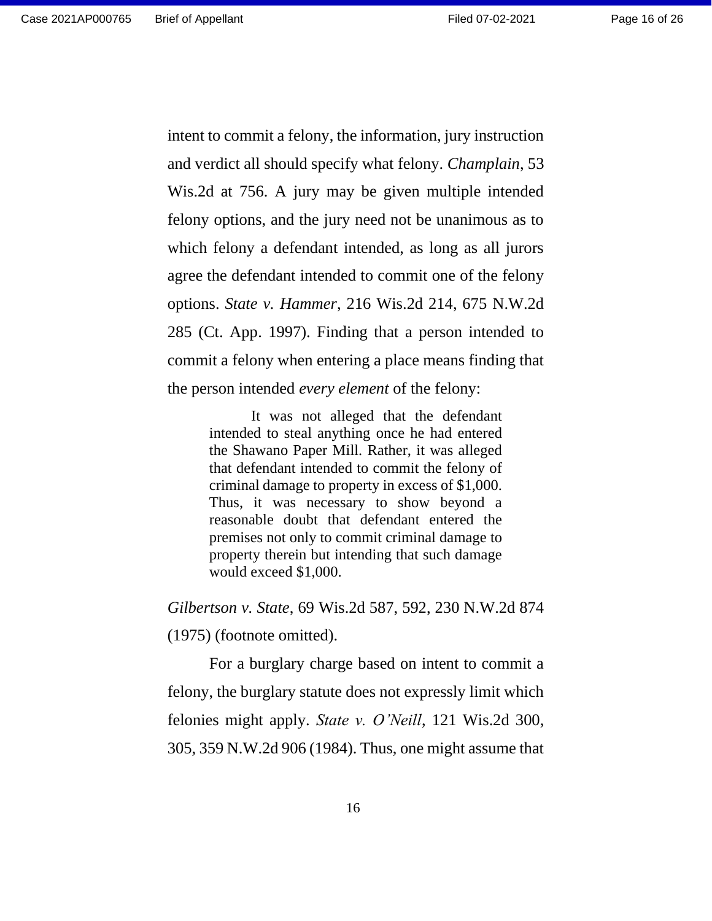intent to commit a felony, the information, jury instruction and verdict all should specify what felony. *Champlain*, 53 Wis.2d at 756. A jury may be given multiple intended felony options, and the jury need not be unanimous as to which felony a defendant intended, as long as all jurors agree the defendant intended to commit one of the felony options. *State v. Hammer*, 216 Wis.2d 214, 675 N.W.2d 285 (Ct. App. 1997). Finding that a person intended to commit a felony when entering a place means finding that the person intended *every element* of the felony:

> It was not alleged that the defendant intended to steal anything once he had entered the Shawano Paper Mill. Rather, it was alleged that defendant intended to commit the felony of criminal damage to property in excess of $1,000. Thus, it was necessary to show beyond a reasonable doubt that defendant entered the premises not only to commit criminal damage to property therein but intending that such damage would exceed $1,000.

*Gilbertson v. State*, 69 Wis.2d 587, 592, 230 N.W.2d 874 (1975) (footnote omitted).

For a burglary charge based on intent to commit a felony, the burglary statute does not expressly limit which felonies might apply. *State v. O'Neill*, 121 Wis.2d 300, 305, 359 N.W.2d 906 (1984). Thus, one might assume that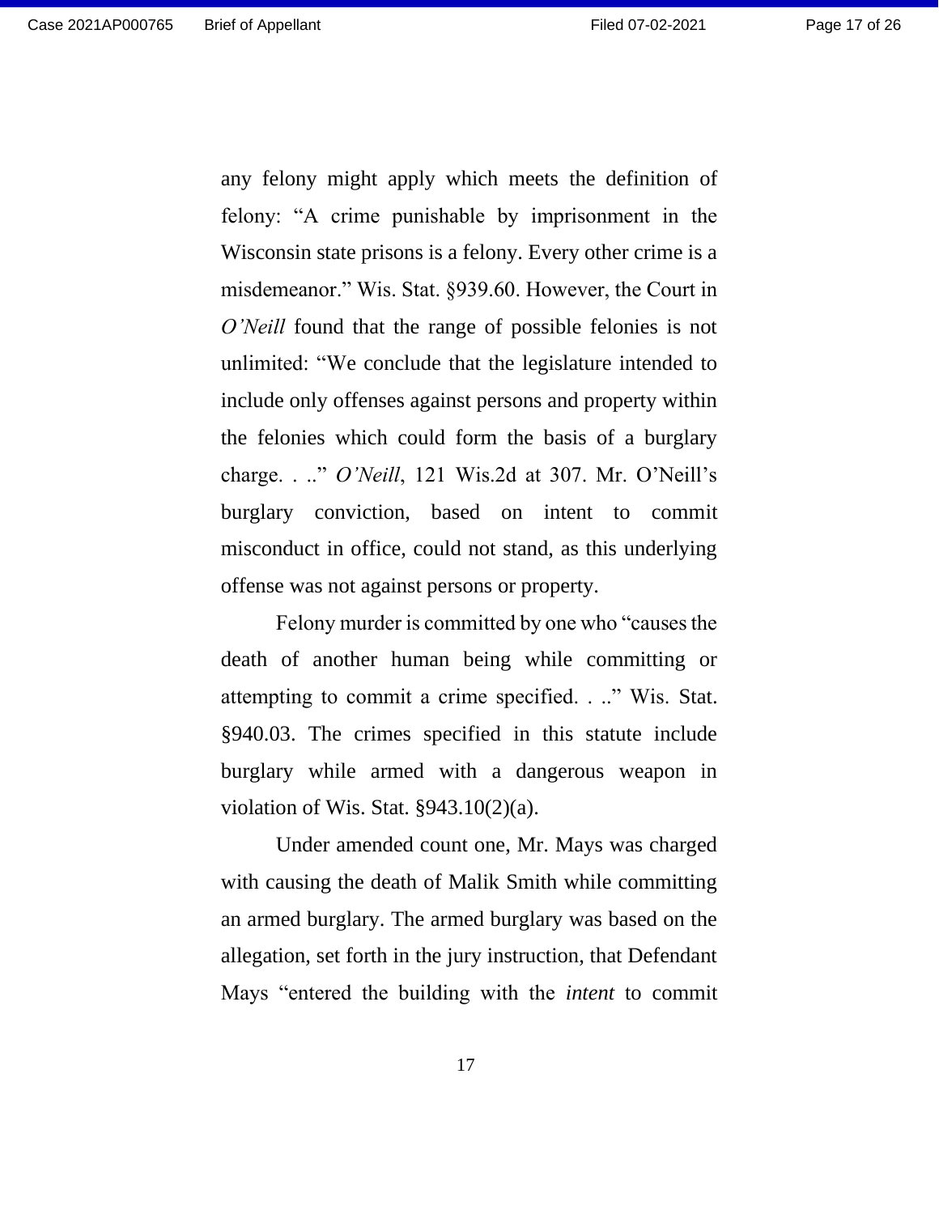any felony might apply which meets the definition of felony: “A crime punishable by imprisonment in the Wisconsin state prisons is a felony. Every other crime is a misdemeanor.” Wis. Stat. §939.60. However, the Court in *O’Neill* found that the range of possible felonies is not unlimited: “We conclude that the legislature intended to include only offenses against persons and property within the felonies which could form the basis of a burglary charge. . ..” *O’Neill*, 121 Wis.2d at 307. Mr. O’Neill’s burglary conviction, based on intent to commit misconduct in office, could not stand, as this underlying offense was not against persons or property.

Felony murder is committed by one who “causes the death of another human being while committing or attempting to commit a crime specified. . ..” Wis. Stat. §940.03. The crimes specified in this statute include burglary while armed with a dangerous weapon in violation of Wis. Stat. §943.10(2)(a).

Under amended count one, Mr. Mays was charged with causing the death of Malik Smith while committing an armed burglary. The armed burglary was based on the allegation, set forth in the jury instruction, that Defendant Mays “entered the building with the *intent* to commit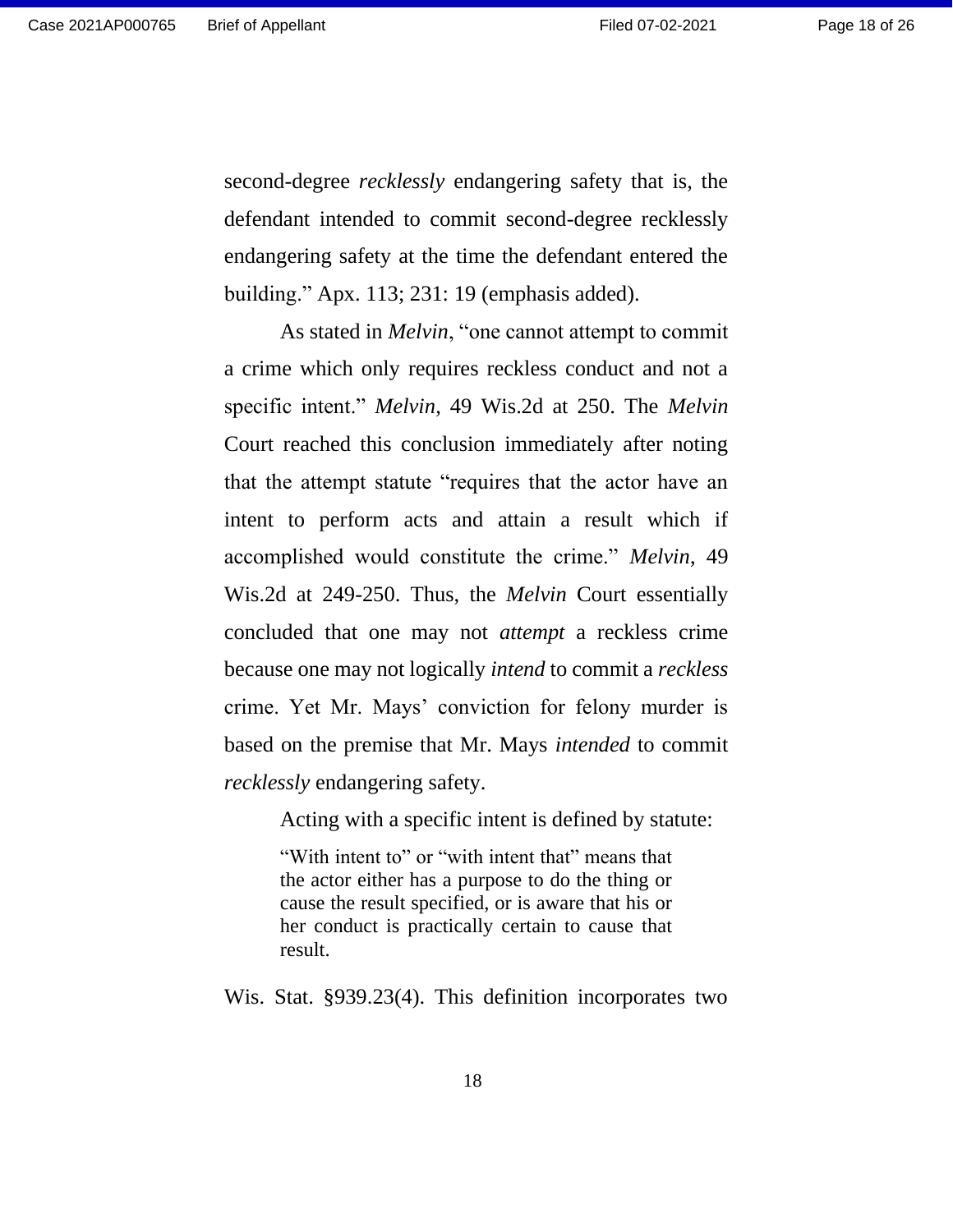second-degree *recklessly* endangering safety that is, the defendant intended to commit second-degree recklessly endangering safety at the time the defendant entered the building." Apx. 113; 231: 19 (emphasis added).

As stated in *Melvin*, "one cannot attempt to commit a crime which only requires reckless conduct and not a specific intent." *Melvin*, 49 Wis.2d at 250. The *Melvin* Court reached this conclusion immediately after noting that the attempt statute "requires that the actor have an intent to perform acts and attain a result which if accomplished would constitute the crime." *Melvin*, 49 Wis.2d at 249-250. Thus, the *Melvin* Court essentially concluded that one may not *attempt* a reckless crime because one may not logically *intend* to commit a *reckless* crime. Yet Mr. Mays' conviction for felony murder is based on the premise that Mr. Mays *intended* to commit *recklessly* endangering safety.

Acting with a specific intent is defined by statute:

> "With intent to" or "with intent that" means that the actor either has a purpose to do the thing or cause the result specified, or is aware that his or her conduct is practically certain to cause that result.

Wis. Stat. §939.23(4). This definition incorporates two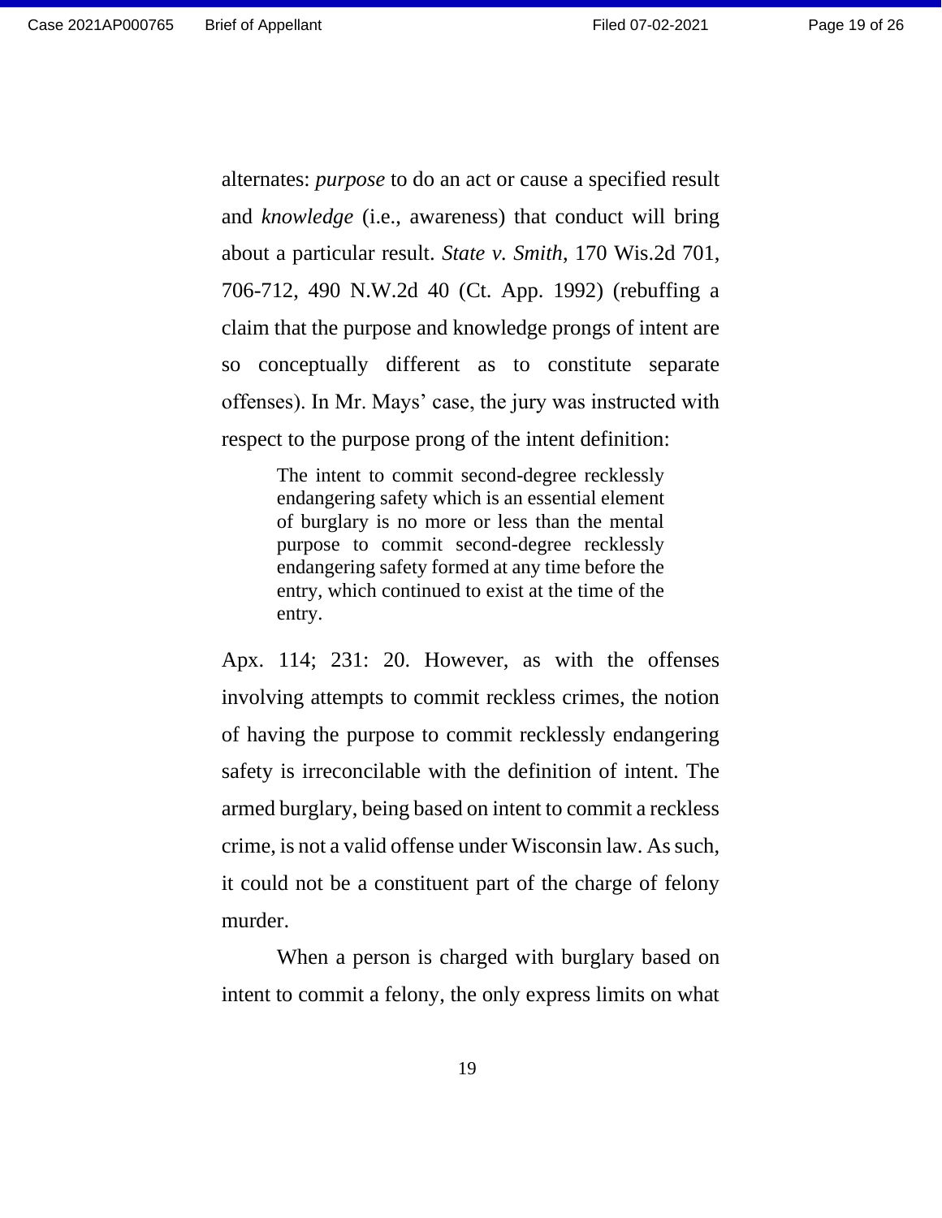alternates: *purpose* to do an act or cause a specified result and *knowledge* (i.e., awareness) that conduct will bring about a particular result. *State v. Smith*, 170 Wis.2d 701, 706-712, 490 N.W.2d 40 (Ct. App. 1992) (rebuffing a claim that the purpose and knowledge prongs of intent are so conceptually different as to constitute separate offenses). In Mr. Mays' case, the jury was instructed with respect to the purpose prong of the intent definition:

> The intent to commit second-degree recklessly endangering safety which is an essential element of burglary is no more or less than the mental purpose to commit second-degree recklessly endangering safety formed at any time before the entry, which continued to exist at the time of the entry.

Apx. 114; 231: 20. However, as with the offenses involving attempts to commit reckless crimes, the notion of having the purpose to commit recklessly endangering safety is irreconcilable with the definition of intent. The armed burglary, being based on intent to commit a reckless crime, is not a valid offense under Wisconsin law. As such, it could not be a constituent part of the charge of felony murder.

When a person is charged with burglary based on intent to commit a felony, the only express limits on what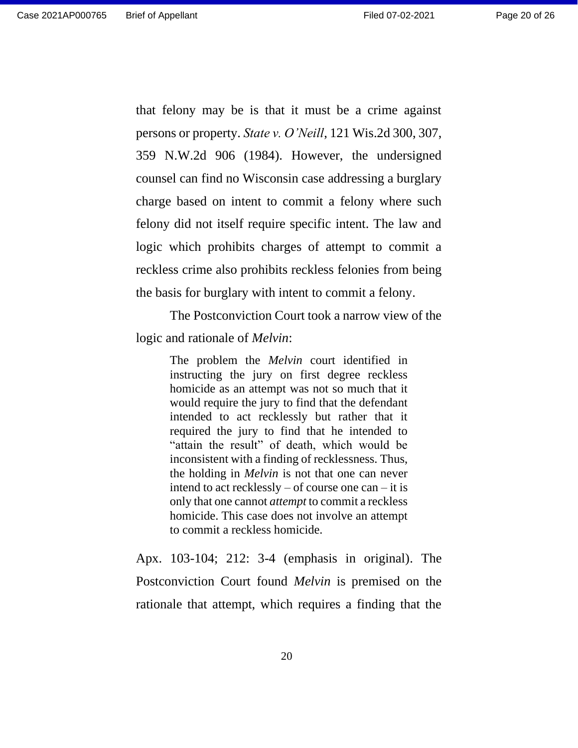that felony may be is that it must be a crime against persons or property. *State v. O'Neill*, 121 Wis.2d 300, 307, 359 N.W.2d 906 (1984). However, the undersigned counsel can find no Wisconsin case addressing a burglary charge based on intent to commit a felony where such felony did not itself require specific intent. The law and logic which prohibits charges of attempt to commit a reckless crime also prohibits reckless felonies from being the basis for burglary with intent to commit a felony.

The Postconviction Court took a narrow view of the logic and rationale of *Melvin*:

> The problem the *Melvin* court identified in instructing the jury on first degree reckless homicide as an attempt was not so much that it would require the jury to find that the defendant intended to act recklessly but rather that it required the jury to find that he intended to "attain the result" of death, which would be inconsistent with a finding of recklessness. Thus, the holding in *Melvin* is not that one can never intend to act recklessly – of course one can – it is only that one cannot *attempt* to commit a reckless homicide. This case does not involve an attempt to commit a reckless homicide.

Apx. 103-104; 212: 3-4 (emphasis in original). The Postconviction Court found *Melvin* is premised on the rationale that attempt, which requires a finding that the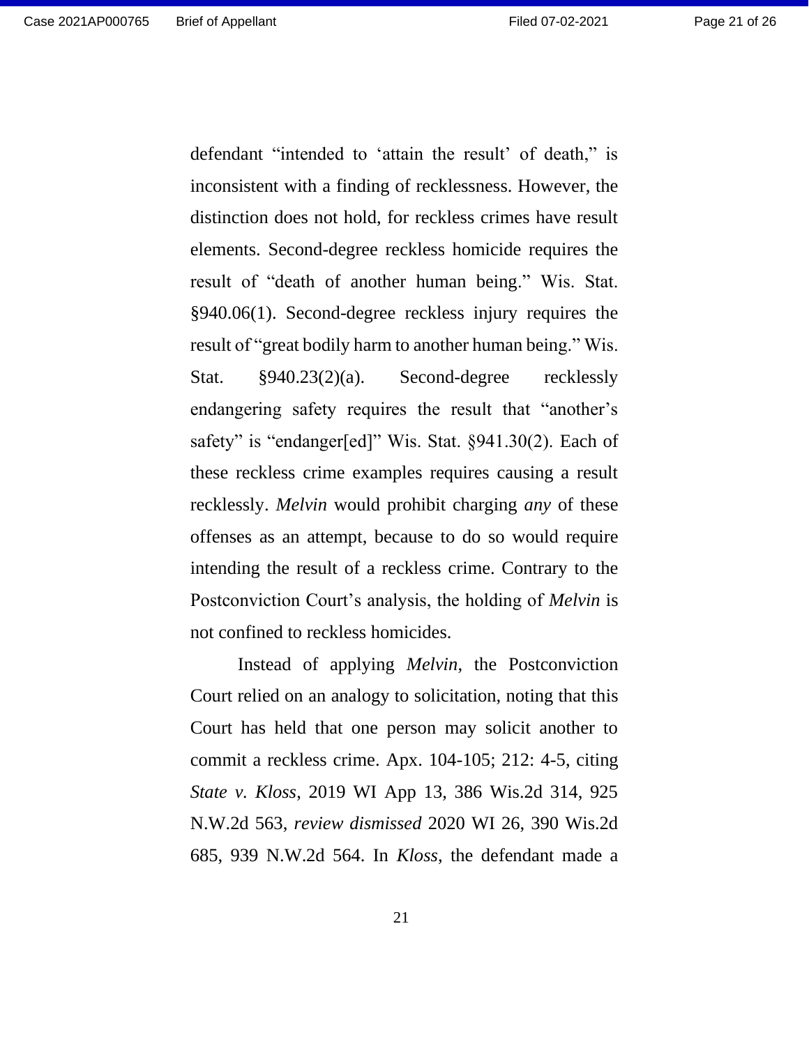defendant "intended to 'attain the result' of death," is inconsistent with a finding of recklessness. However, the distinction does not hold, for reckless crimes have result elements. Second-degree reckless homicide requires the result of "death of another human being." Wis. Stat. §940.06(1). Second-degree reckless injury requires the result of "great bodily harm to another human being." Wis. Stat. §940.23(2)(a). Second-degree recklessly endangering safety requires the result that "another's safety" is "endanger[ed]" Wis. Stat. §941.30(2). Each of these reckless crime examples requires causing a result recklessly. *Melvin* would prohibit charging *any* of these offenses as an attempt, because to do so would require intending the result of a reckless crime. Contrary to the Postconviction Court's analysis, the holding of *Melvin* is not confined to reckless homicides.

Instead of applying *Melvin*, the Postconviction Court relied on an analogy to solicitation, noting that this Court has held that one person may solicit another to commit a reckless crime. Apx. 104-105; 212: 4-5, citing *State v. Kloss*, 2019 WI App 13, 386 Wis.2d 314, 925 N.W.2d 563, *review dismissed* 2020 WI 26, 390 Wis.2d 685, 939 N.W.2d 564. In *Kloss*, the defendant made a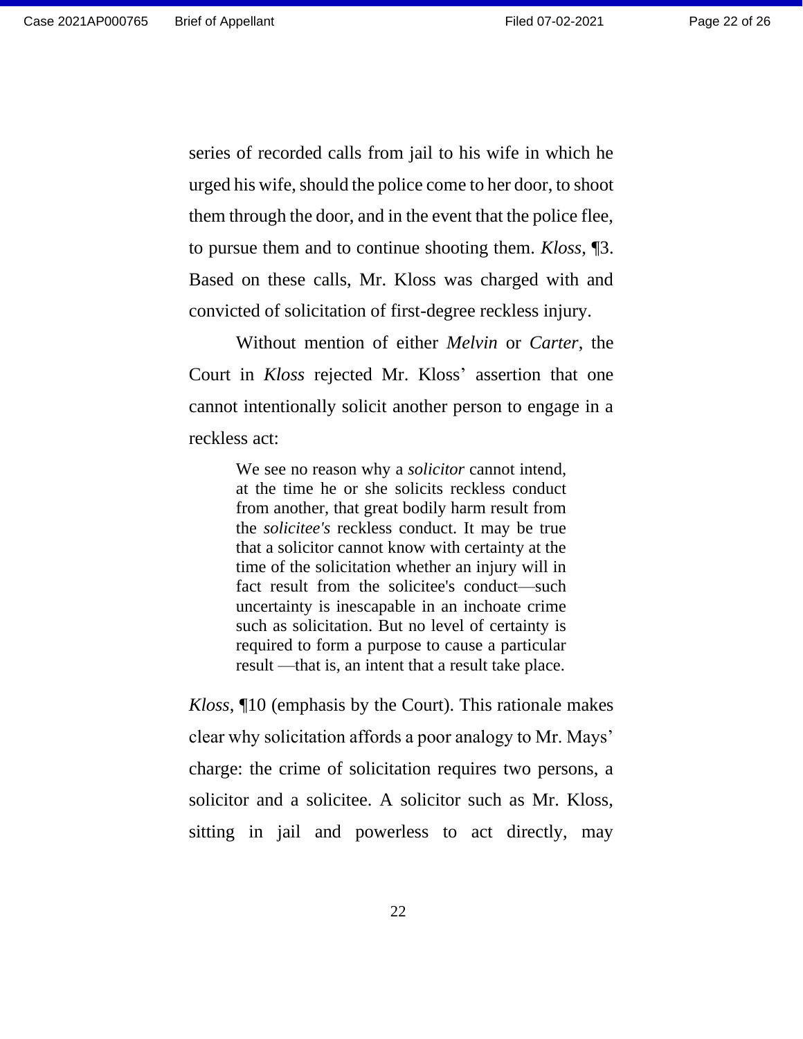series of recorded calls from jail to his wife in which he urged his wife, should the police come to her door, to shoot them through the door, and in the event that the police flee, to pursue them and to continue shooting them. *Kloss*, ¶3. Based on these calls, Mr. Kloss was charged with and convicted of solicitation of first-degree reckless injury.

Without mention of either *Melvin* or *Carter*, the Court in *Kloss* rejected Mr. Kloss' assertion that one cannot intentionally solicit another person to engage in a reckless act:

> We see no reason why a *solicitor* cannot intend, at the time he or she solicits reckless conduct from another, that great bodily harm result from the *solicitee's* reckless conduct. It may be true that a solicitor cannot know with certainty at the time of the solicitation whether an injury will in fact result from the solicitee's conduct—such uncertainty is inescapable in an inchoate crime such as solicitation. But no level of certainty is required to form a purpose to cause a particular result —that is, an intent that a result take place.

*Kloss*, ¶10 (emphasis by the Court). This rationale makes clear why solicitation affords a poor analogy to Mr. Mays' charge: the crime of solicitation requires two persons, a solicitor and a solicitee. A solicitor such as Mr. Kloss, sitting in jail and powerless to act directly, may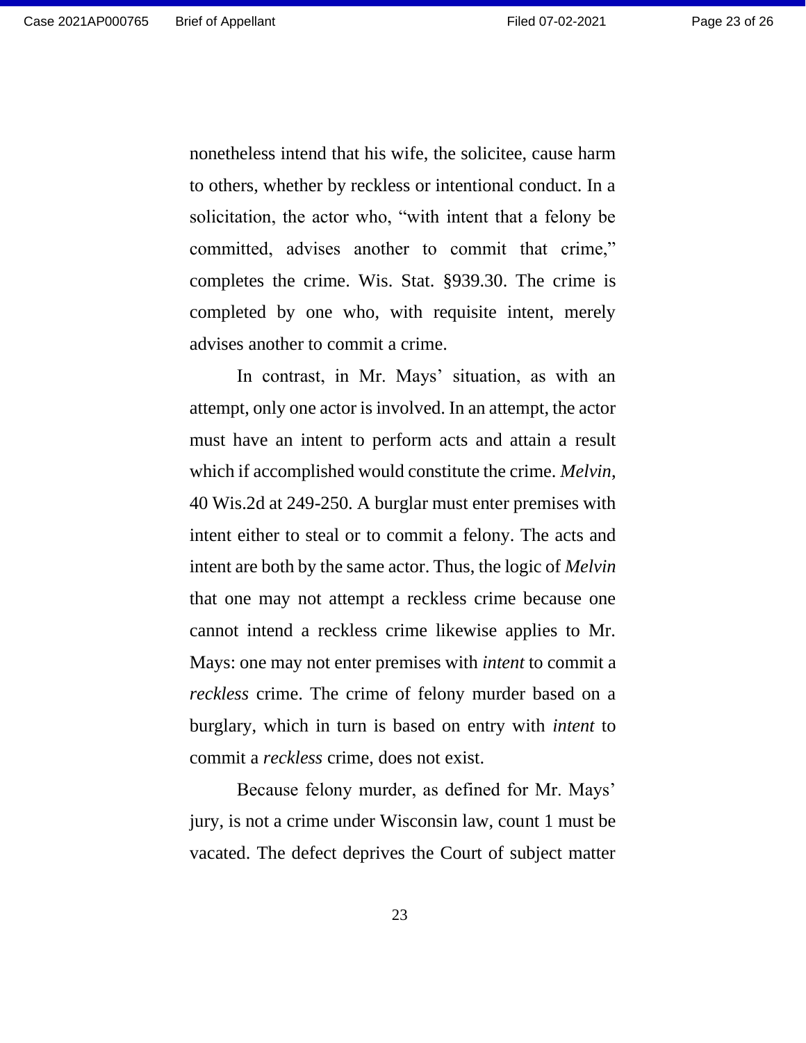nonetheless intend that his wife, the solicitee, cause harm to others, whether by reckless or intentional conduct. In a solicitation, the actor who, "with intent that a felony be committed, advises another to commit that crime," completes the crime. Wis. Stat. §939.30. The crime is completed by one who, with requisite intent, merely advises another to commit a crime.

In contrast, in Mr. Mays' situation, as with an attempt, only one actor is involved. In an attempt, the actor must have an intent to perform acts and attain a result which if accomplished would constitute the crime. *Melvin*, 40 Wis.2d at 249-250. A burglar must enter premises with intent either to steal or to commit a felony. The acts and intent are both by the same actor. Thus, the logic of *Melvin* that one may not attempt a reckless crime because one cannot intend a reckless crime likewise applies to Mr. Mays: one may not enter premises with *intent* to commit a *reckless* crime. The crime of felony murder based on a burglary, which in turn is based on entry with *intent* to commit a *reckless* crime, does not exist.

Because felony murder, as defined for Mr. Mays' jury, is not a crime under Wisconsin law, count 1 must be vacated. The defect deprives the Court of subject matter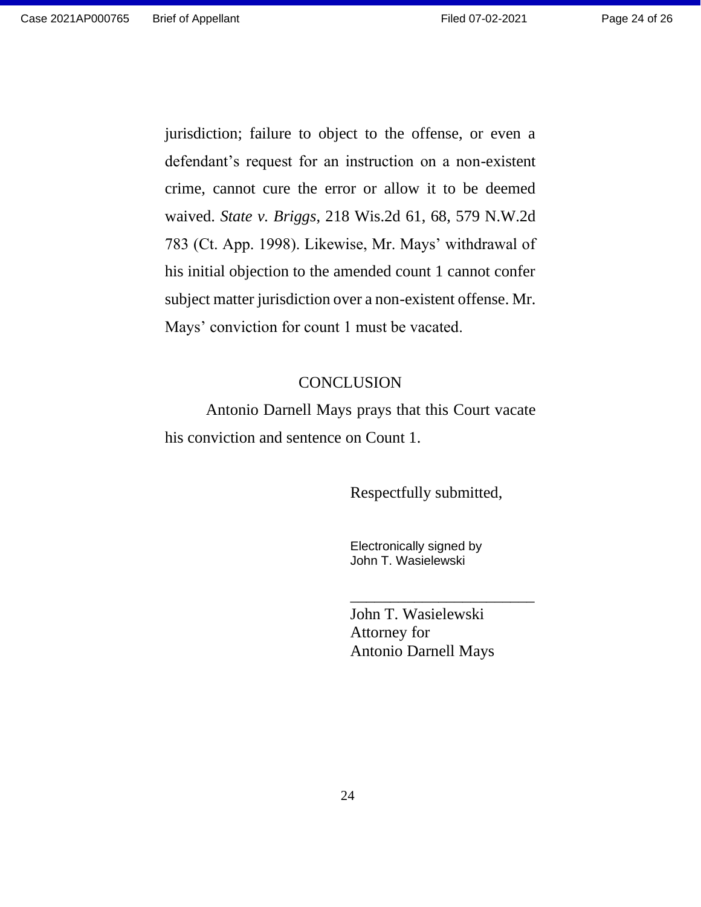jurisdiction; failure to object to the offense, or even a defendant's request for an instruction on a non-existent crime, cannot cure the error or allow it to be deemed waived. *State v. Briggs*, 218 Wis.2d 61, 68, 579 N.W.2d 783 (Ct. App. 1998). Likewise, Mr. Mays' withdrawal of his initial objection to the amended count 1 cannot confer subject matter jurisdiction over a non-existent offense. Mr. Mays' conviction for count 1 must be vacated.

## CONCLUSION

Antonio Darnell Mays prays that this Court vacate his conviction and sentence on Count 1.

Respectfully submitted,

Electronically signed by
John T. Wasielewski

________________________
John T. Wasielewski
Attorney for
Antonio Darnell Mays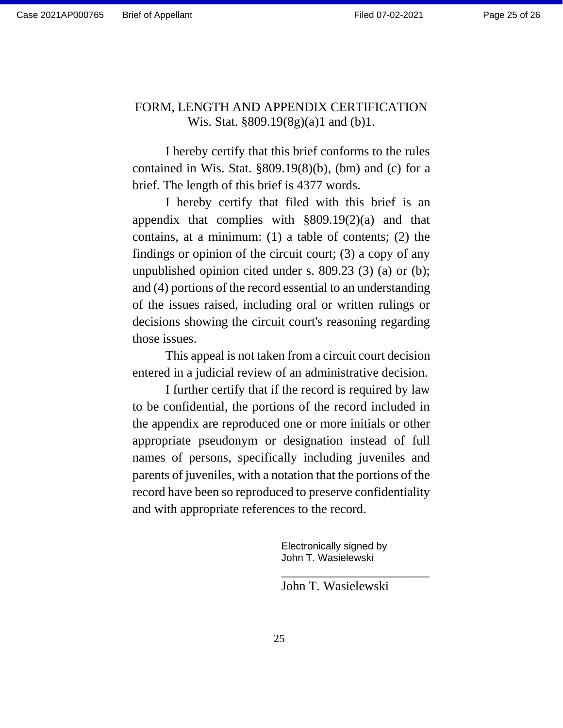# FORM, LENGTH AND APPENDIX CERTIFICATION
Wis. Stat. §809.19(8g)(a)1 and (b)1.

I hereby certify that this brief conforms to the rules contained in Wis. Stat. §809.19(8)(b), (bm) and (c) for a brief. The length of this brief is 4377 words.

I hereby certify that filed with this brief is an appendix that complies with §809.19(2)(a) and that contains, at a minimum: (1) a table of contents; (2) the findings or opinion of the circuit court; (3) a copy of any unpublished opinion cited under s. 809.23 (3) (a) or (b); and (4) portions of the record essential to an understanding of the issues raised, including oral or written rulings or decisions showing the circuit court's reasoning regarding those issues.

This appeal is not taken from a circuit court decision entered in a judicial review of an administrative decision.

I further certify that if the record is required by law to be confidential, the portions of the record included in the appendix are reproduced one or more initials or other appropriate pseudonym or designation instead of full names of persons, specifically including juveniles and parents of juveniles, with a notation that the portions of the record have been so reproduced to preserve confidentiality and with appropriate references to the record.

Electronically signed by
John T. Wasielewski

\_\_\_\_\_\_\_\_\_\_\_\_\_\_\_\_\_\_\_\_\_\_\_\_
John T. Wasielewski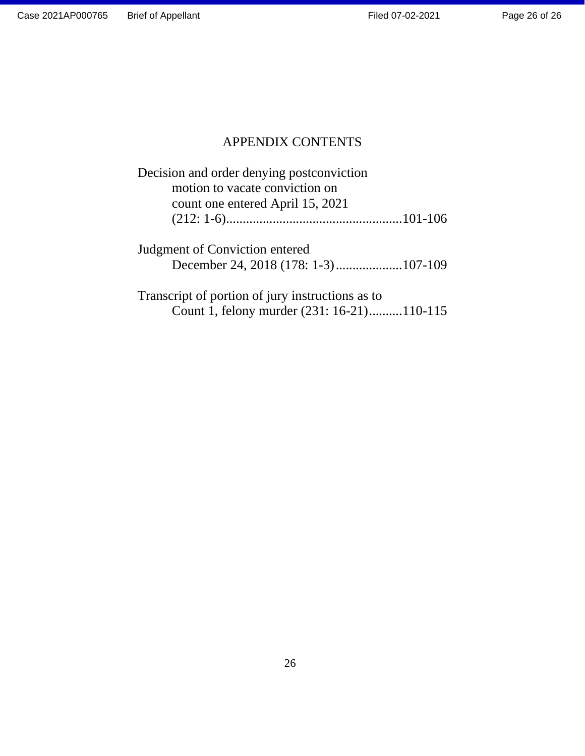## APPENDIX CONTENTS

Decision and order denying postconviction motion to vacate conviction on count one entered April 15, 2021 (212: 1-6).....................................................101-106

Judgment of Conviction entered December 24, 2018 (178: 1-3)....................107-109

Transcript of portion of jury instructions as to Count 1, felony murder (231: 16-21)..........110-115